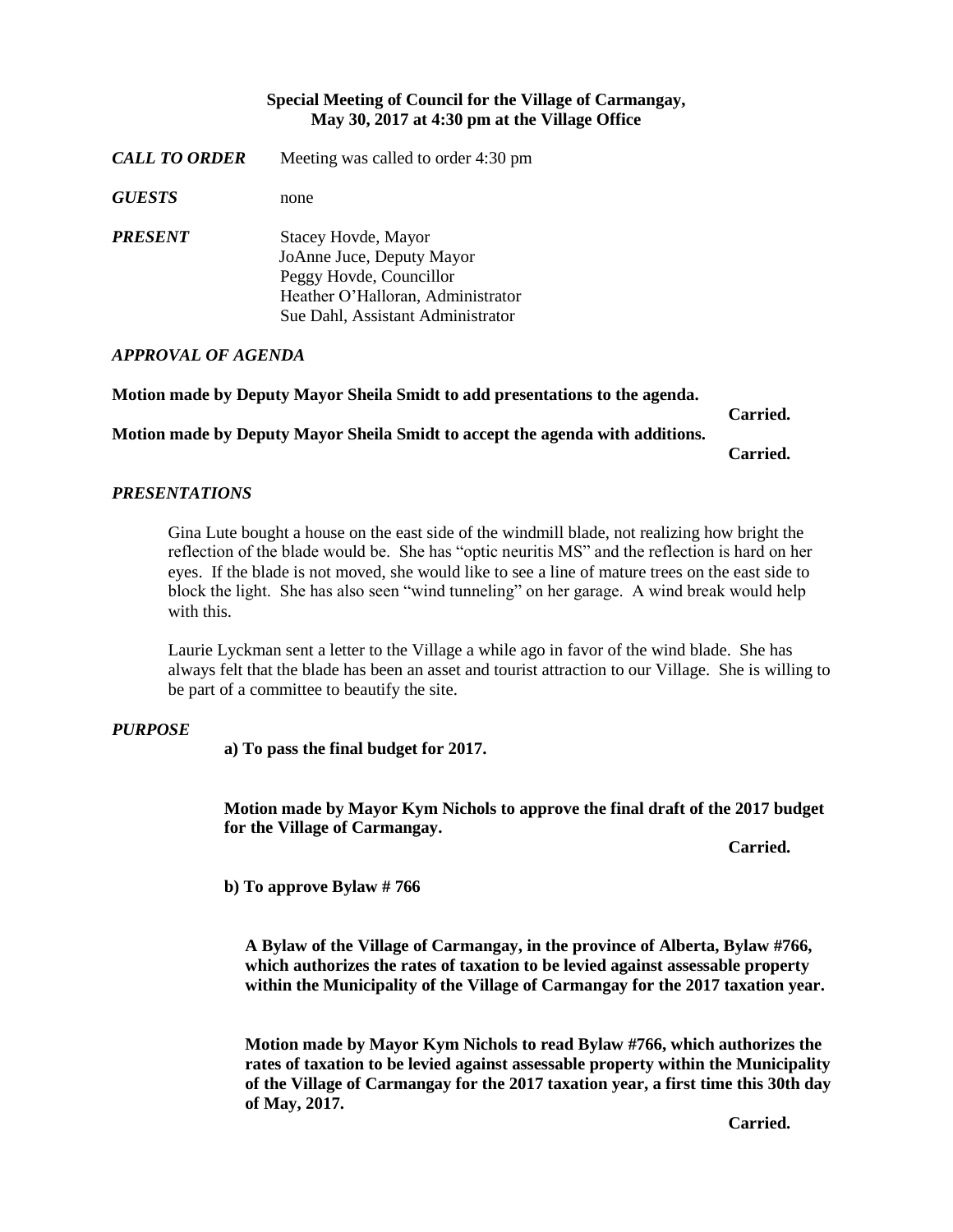**Special Meeting of Council for the Village of Carmangay,**
**May 30, 2017 at 4:30 pm at the Village Office**

***CALL TO ORDER*** Meeting was called to order 4:30 pm

***GUESTS*** none

***PRESENT*** Stacey Hovde, Mayor
JoAnne Juce, Deputy Mayor
Peggy Hovde, Councillor
Heather O'Halloran, Administrator
Sue Dahl, Assistant Administrator

***APPROVAL OF AGENDA***

**Motion made by Deputy Mayor Sheila Smidt to add presentations to the agenda.**

**Carried.**

**Motion made by Deputy Mayor Sheila Smidt to accept the agenda with additions.**

**Carried.**

***PRESENTATIONS***

Gina Lute bought a house on the east side of the windmill blade, not realizing how bright the reflection of the blade would be. She has "optic neuritis MS" and the reflection is hard on her eyes. If the blade is not moved, she would like to see a line of mature trees on the east side to block the light. She has also seen "wind tunneling" on her garage. A wind break would help with this.

Laurie Lyckman sent a letter to the Village a while ago in favor of the wind blade. She has always felt that the blade has been an asset and tourist attraction to our Village. She is willing to be part of a committee to beautify the site.

***PURPOSE***

**a) To pass the final budget for 2017.**

**Motion made by Mayor Kym Nichols to approve the final draft of the 2017 budget for the Village of Carmangay.**

**Carried.**

**b) To approve Bylaw # 766**

**A Bylaw of the Village of Carmangay, in the province of Alberta, Bylaw #766, which authorizes the rates of taxation to be levied against assessable property within the Municipality of the Village of Carmangay for the 2017 taxation year.**

**Motion made by Mayor Kym Nichols to read Bylaw #766, which authorizes the rates of taxation to be levied against assessable property within the Municipality of the Village of Carmangay for the 2017 taxation year, a first time this 30th day of May, 2017.**

**Carried.**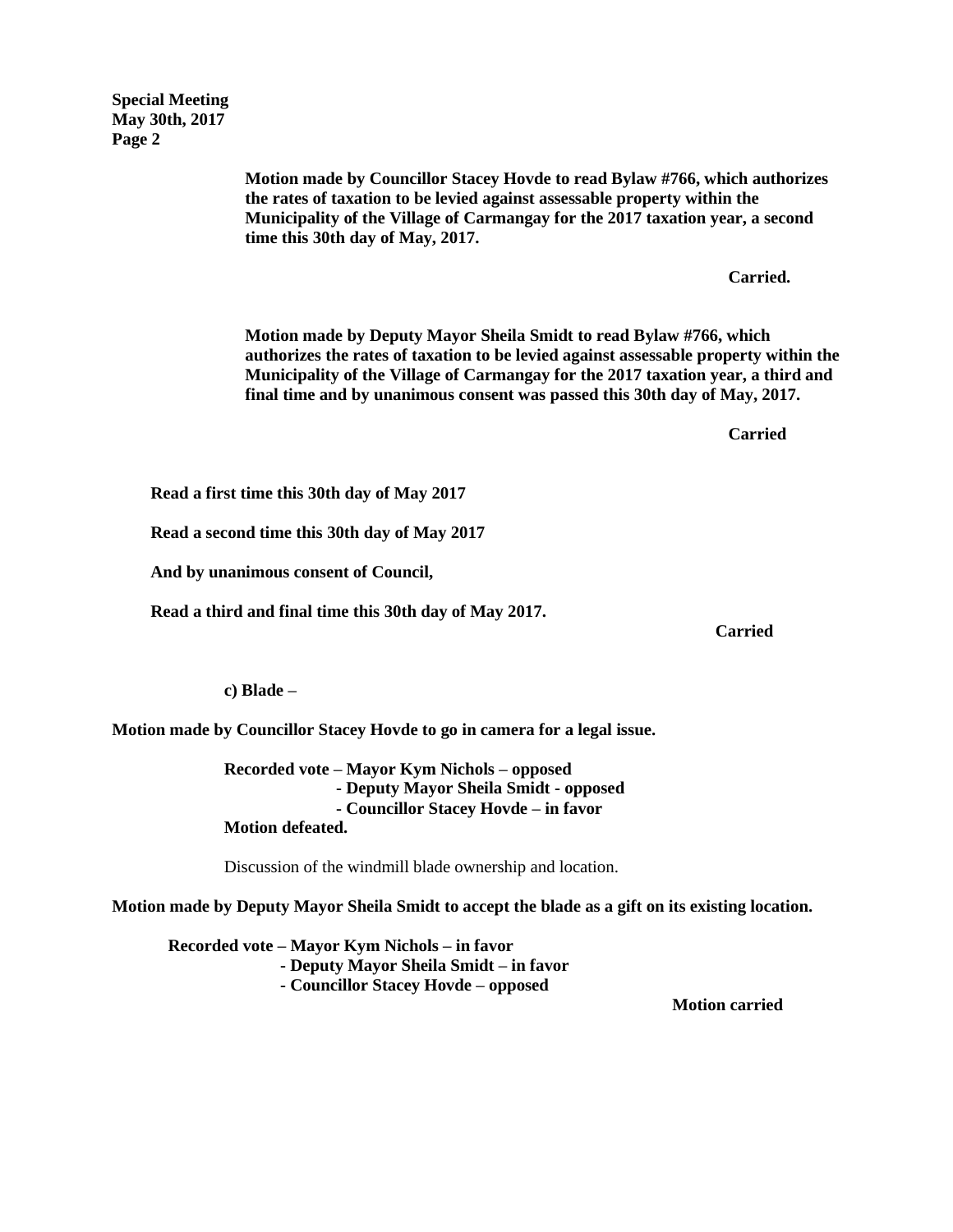**Motion made by Councillor Stacey Hovde to read Bylaw #766, which authorizes the rates of taxation to be levied against assessable property within the Municipality of the Village of Carmangay for the 2017 taxation year, a second time this 30th day of May, 2017.**

**Carried.**

**Motion made by Deputy Mayor Sheila Smidt to read Bylaw #766, which authorizes the rates of taxation to be levied against assessable property within the Municipality of the Village of Carmangay for the 2017 taxation year, a third and final time and by unanimous consent was passed this 30th day of May, 2017.**

**Carried**

**Read a first time this 30th day of May 2017**

**Read a second time this 30th day of May 2017**

**And by unanimous consent of Council,**

**Read a third and final time this 30th day of May 2017.**

**Carried**

**c) Blade –**

**Motion made by Councillor Stacey Hovde to go in camera for a legal issue.**

**Recorded vote – Mayor Kym Nichols – opposed**
**- Deputy Mayor Sheila Smidt - opposed**
**- Councillor Stacey Hovde – in favor**
**Motion defeated.**

Discussion of the windmill blade ownership and location.

**Motion made by Deputy Mayor Sheila Smidt to accept the blade as a gift on its existing location.**

**Recorded vote – Mayor Kym Nichols – in favor**
**- Deputy Mayor Sheila Smidt – in favor**
**- Councillor Stacey Hovde – opposed**

**Motion carried**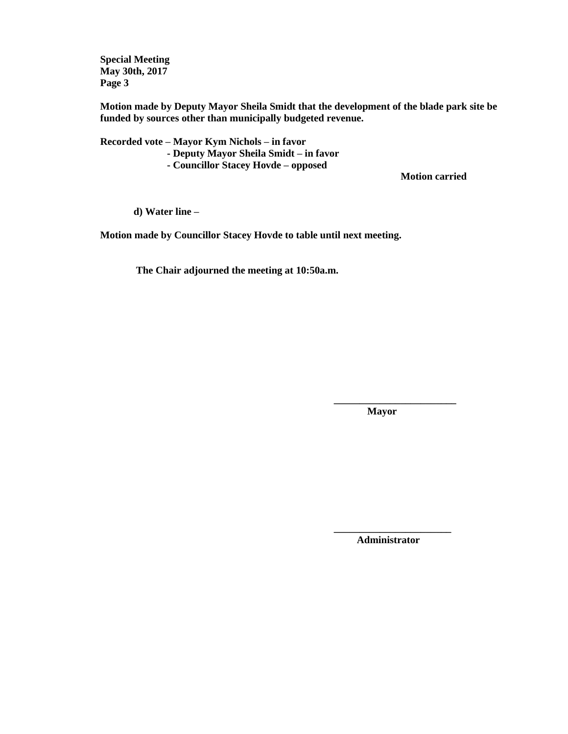**Motion made by Deputy Mayor Sheila Smidt that the development of the blade park site be funded by sources other than municipally budgeted revenue.**

**Recorded vote – Mayor Kym Nichols – in favor**
**- Deputy Mayor Sheila Smidt – in favor**
**- Councillor Stacey Hovde – opposed**

**Motion carried**

**d) Water line –**

**Motion made by Councillor Stacey Hovde to table until next meeting.**

**The Chair adjourned the meeting at 10:50a.m.**

________________________
**Mayor**

________________________
**Administrator**